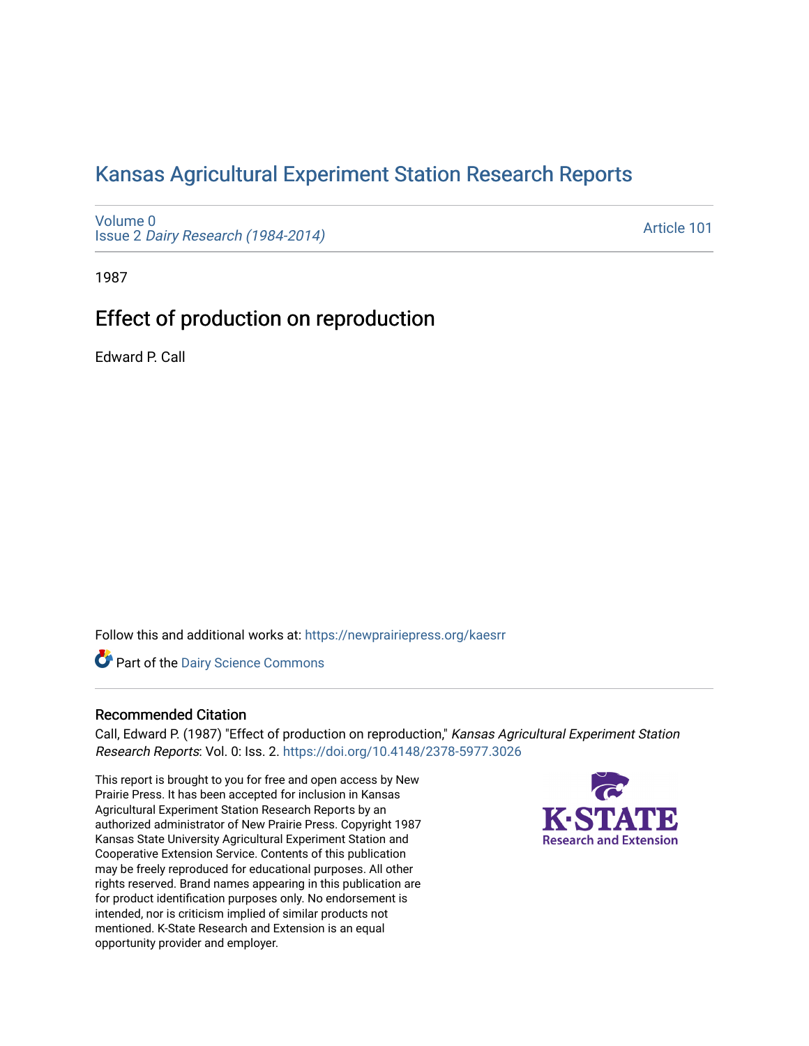# Kansas Agricultural Experiment Station Research Reports

Volume 0
Issue 2 *Dairy Research (1984-2014)*

Article 101

1987

## Effect of production on reproduction

Edward P. Call

Follow this and additional works at: https://newprairiepress.org/kaesrr

Part of the Dairy Science Commons

### Recommended Citation

Call, Edward P. (1987) "Effect of production on reproduction," *Kansas Agricultural Experiment Station Research Reports*: Vol. 0: Iss. 2. https://doi.org/10.4148/2378-5977.3026

This report is brought to you for free and open access by New Prairie Press. It has been accepted for inclusion in Kansas Agricultural Experiment Station Research Reports by an authorized administrator of New Prairie Press. Copyright 1987 Kansas State University Agricultural Experiment Station and Cooperative Extension Service. Contents of this publication may be freely reproduced for educational purposes. All other rights reserved. Brand names appearing in this publication are for product identification purposes only. No endorsement is intended, nor is criticism implied of similar products not mentioned. K-State Research and Extension is an equal opportunity provider and employer.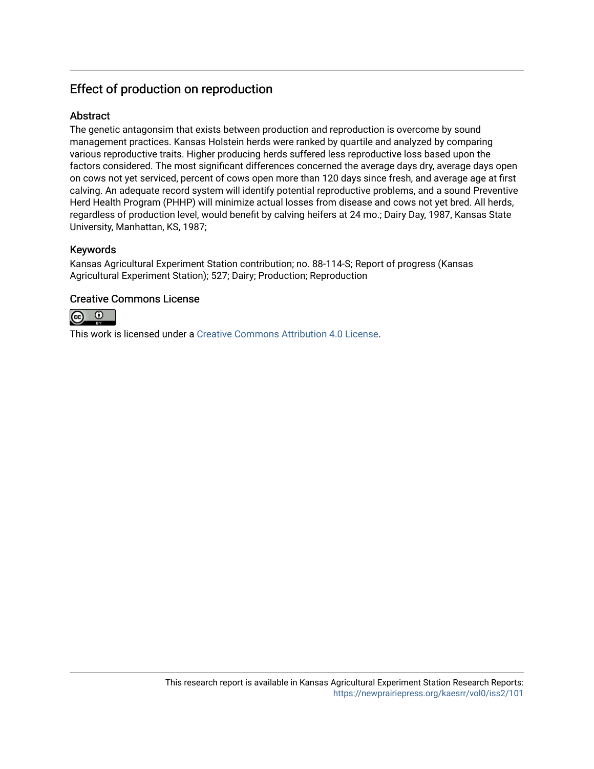## Effect of production on reproduction

### Abstract

The genetic antagonsim that exists between production and reproduction is overcome by sound management practices. Kansas Holstein herds were ranked by quartile and analyzed by comparing various reproductive traits. Higher producing herds suffered less reproductive loss based upon the factors considered. The most significant differences concerned the average days dry, average days open on cows not yet serviced, percent of cows open more than 120 days since fresh, and average age at first calving. An adequate record system will identify potential reproductive problems, and a sound Preventive Herd Health Program (PHHP) will minimize actual losses from disease and cows not yet bred. All herds, regardless of production level, would benefit by calving heifers at 24 mo.; Dairy Day, 1987, Kansas State University, Manhattan, KS, 1987;

### Keywords

Kansas Agricultural Experiment Station contribution; no. 88-114-S; Report of progress (Kansas Agricultural Experiment Station); 527; Dairy; Production; Reproduction

### Creative Commons License

This work is licensed under a Creative Commons Attribution 4.0 License.

This research report is available in Kansas Agricultural Experiment Station Research Reports: https://newprairiepress.org/kaesrr/vol0/iss2/101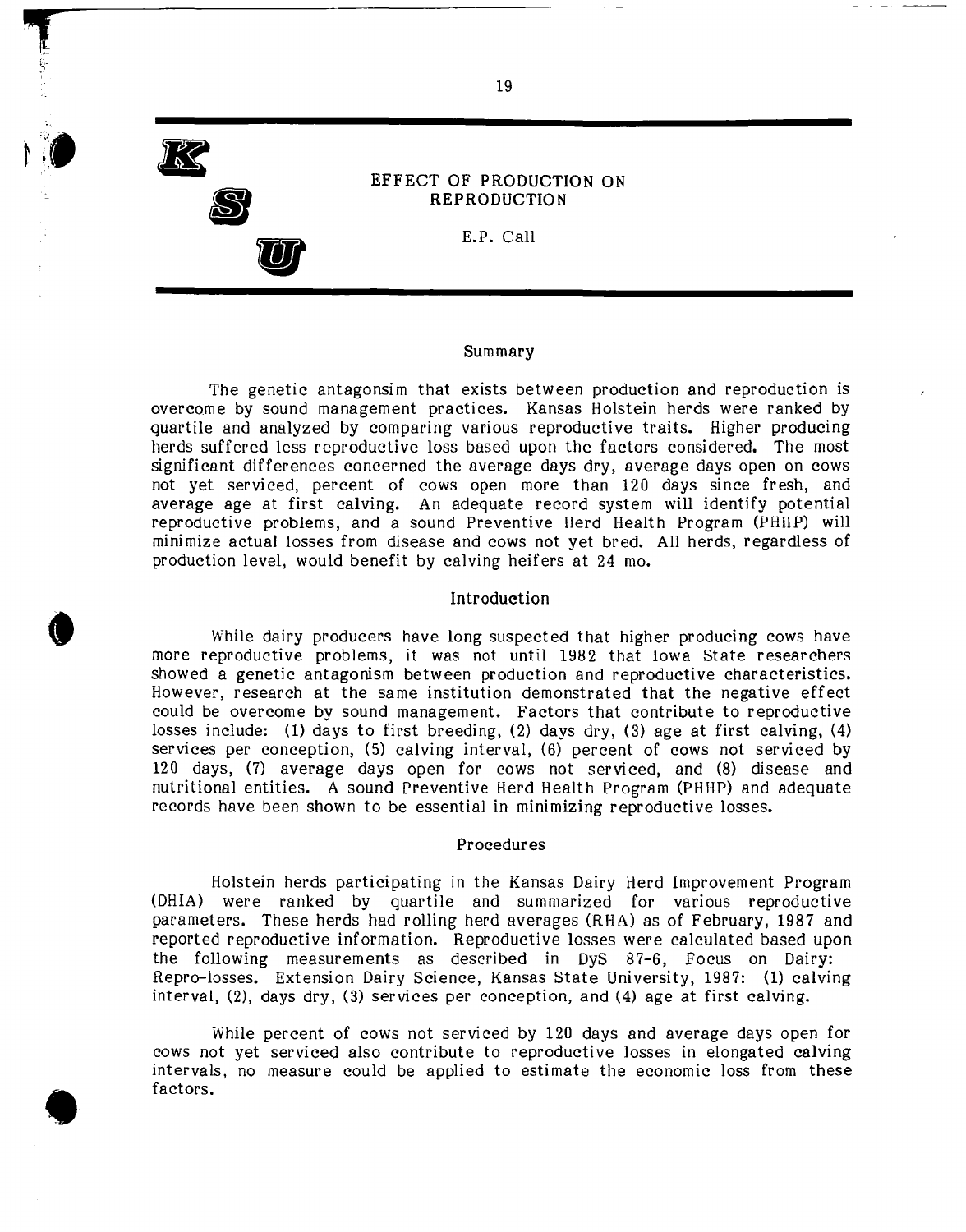# EFFECT OF PRODUCTION ON REPRODUCTION

E.P. Call

## Summary

The genetic antagonsim that exists between production and reproduction is overcome by sound management practices. Kansas Holstein herds were ranked by quartile and analyzed by comparing various reproductive traits. Higher producing herds suffered less reproductive loss based upon the factors considered. The most significant differences concerned the average days dry, average days open on cows not yet serviced, percent of cows open more than 120 days since fresh, and average age at first calving. An adequate record system will identify potential reproductive problems, and a sound Preventive Herd Health Program (PHHP) will minimize actual losses from disease and cows not yet bred. All herds, regardless of production level, would benefit by calving heifers at 24 mo.

## Introduction

While dairy producers have long suspected that higher producing cows have more reproductive problems, it was not until 1982 that Iowa State researchers showed a genetic antagonism between production and reproductive characteristics. However, research at the same institution demonstrated that the negative effect could be overcome by sound management. Factors that contribute to reproductive losses include: (1) days to first breeding, (2) days dry, (3) age at first calving, (4) services per conception, (5) calving interval, (6) percent of cows not serviced by 120 days, (7) average days open for cows not serviced, and (8) disease and nutritional entities. A sound Preventive Herd Health Program (PHHP) and adequate records have been shown to be essential in minimizing reproductive losses.

## Procedures

Holstein herds participating in the Kansas Dairy Herd Improvement Program (DHIA) were ranked by quartile and summarized for various reproductive parameters. These herds had rolling herd averages (RHA) as of February, 1987 and reported reproductive information. Reproductive losses were calculated based upon the following measurements as described in DyS 87-6, Focus on Dairy: Repro-losses. Extension Dairy Science, Kansas State University, 1987: (1) calving interval, (2), days dry, (3) services per conception, and (4) age at first calving.

While percent of cows not serviced by 120 days and average days open for cows not yet serviced also contribute to reproductive losses in elongated calving intervals, no measure could be applied to estimate the economic loss from these factors.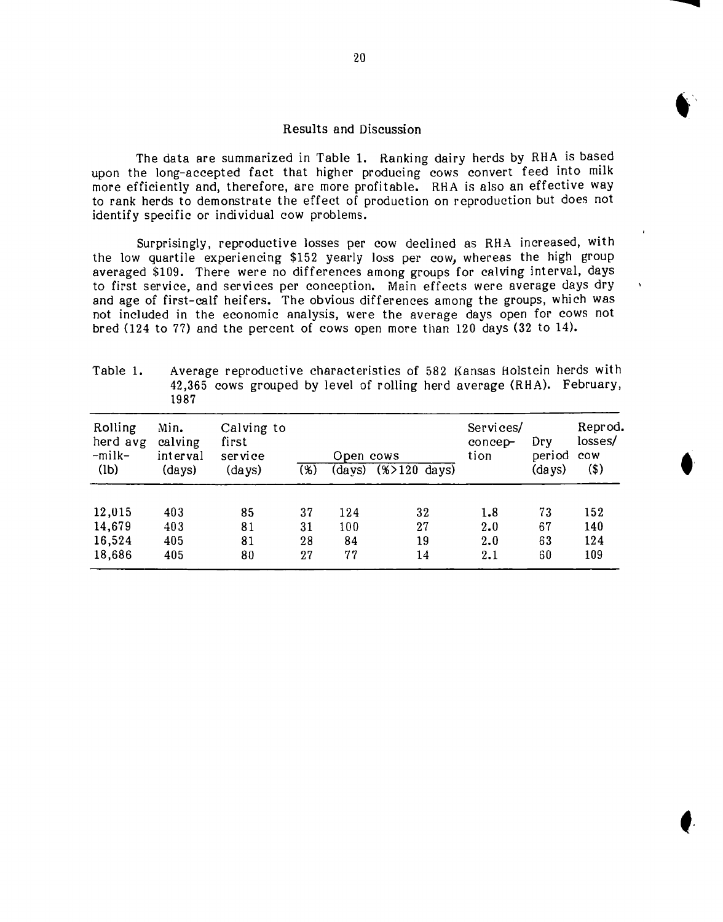## Results and Discussion

The data are summarized in Table 1. Ranking dairy herds by RHA is based upon the long-accepted fact that higher producing cows convert feed into milk more efficiently and, therefore, are more profitable. RHA is also an effective way to rank herds to demonstrate the effect of production on reproduction but does not identify specific or individual cow problems.

Surprisingly, reproductive losses per cow declined as RHA increased, with the low quartile experiencing $152 yearly loss per cow, whereas the high group averaged $109. There were no differences among groups for calving interval, days to first service, and services per conception. Main effects were average days dry and age of first-calf heifers. The obvious differences among the groups, which was not included in the economic analysis, were the average days open for cows not bred (124 to 77) and the percent of cows open more than 120 days (32 to 14).

Table 1. Average reproductive characteristics of 582 Kansas Holstein herds with 42,365 cows grouped by level of rolling herd average (RHA). February, 1987

| Rolling herd avg -milk- (lb) | Min. calving interval (days) | Calving to first service (days) | Open cows | | | Services/ conception | Dry period (days) | Reprod. losses/ cow ($) |
|---|---|---|---|---|---|---|---|---|
| | | | (%) | (days) | (%>120 days) | | | |
| 12,015 | 403 | 85 | 37 | 124 | 32 | 1.8 | 73 | 152 |
| 14,679 | 403 | 81 | 31 | 100 | 27 | 2.0 | 67 | 140 |
| 16,524 | 405 | 81 | 28 | 84 | 19 | 2.0 | 63 | 124 |
| 18,686 | 405 | 80 | 27 | 77 | 14 | 2.1 | 60 | 109 |